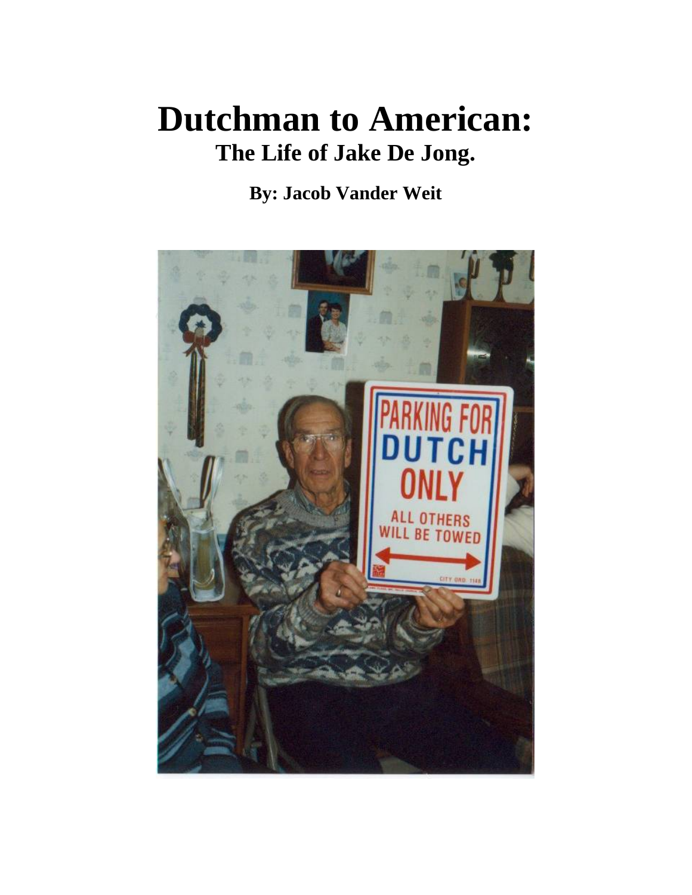# Dutchman to American:

## The Life of Jake De Jong.

**By: Jacob Vander Weit**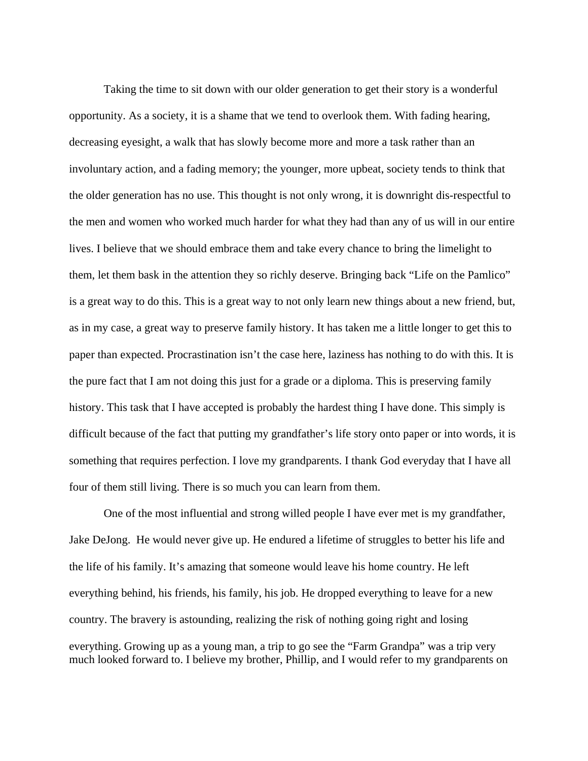Taking the time to sit down with our older generation to get their story is a wonderful opportunity. As a society, it is a shame that we tend to overlook them. With fading hearing, decreasing eyesight, a walk that has slowly become more and more a task rather than an involuntary action, and a fading memory; the younger, more upbeat, society tends to think that the older generation has no use. This thought is not only wrong, it is downright dis-respectful to the men and women who worked much harder for what they had than any of us will in our entire lives. I believe that we should embrace them and take every chance to bring the limelight to them, let them bask in the attention they so richly deserve. Bringing back "Life on the Pamlico" is a great way to do this. This is a great way to not only learn new things about a new friend, but, as in my case, a great way to preserve family history. It has taken me a little longer to get this to paper than expected. Procrastination isn't the case here, laziness has nothing to do with this. It is the pure fact that I am not doing this just for a grade or a diploma. This is preserving family history. This task that I have accepted is probably the hardest thing I have done. This simply is difficult because of the fact that putting my grandfather's life story onto paper or into words, it is something that requires perfection. I love my grandparents. I thank God everyday that I have all four of them still living. There is so much you can learn from them.

One of the most influential and strong willed people I have ever met is my grandfather, Jake DeJong. He would never give up. He endured a lifetime of struggles to better his life and the life of his family. It's amazing that someone would leave his home country. He left everything behind, his friends, his family, his job. He dropped everything to leave for a new country. The bravery is astounding, realizing the risk of nothing going right and losing everything. Growing up as a young man, a trip to go see the "Farm Grandpa" was a trip very much looked forward to. I believe my brother, Phillip, and I would refer to my grandparents on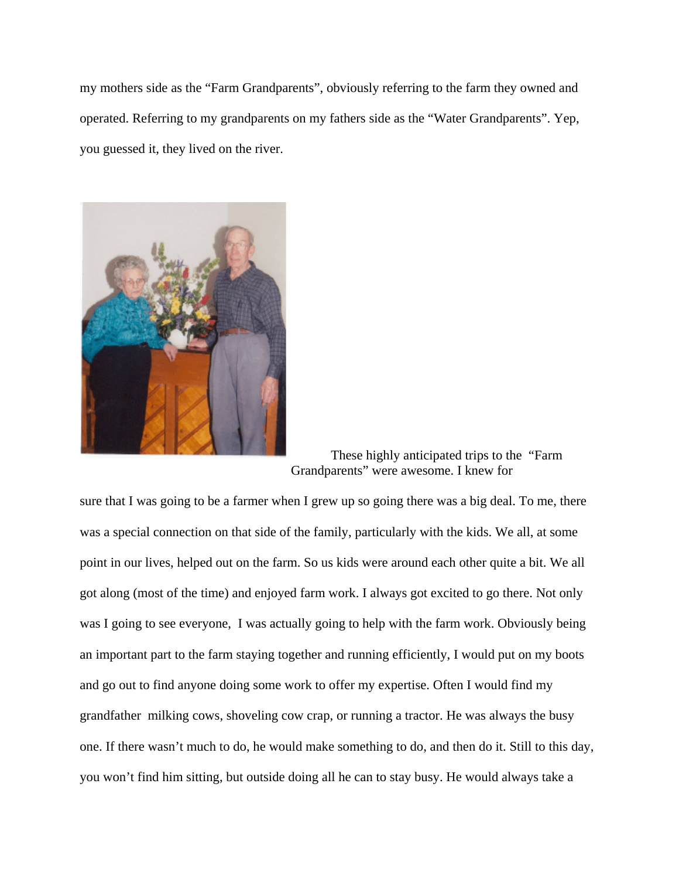my mothers side as the "Farm Grandparents", obviously referring to the farm they owned and operated. Referring to my grandparents on my fathers side as the "Water Grandparents". Yep, you guessed it, they lived on the river.

These highly anticipated trips to the "Farm Grandparents" were awesome. I knew for sure that I was going to be a farmer when I grew up so going there was a big deal. To me, there was a special connection on that side of the family, particularly with the kids. We all, at some point in our lives, helped out on the farm. So us kids were around each other quite a bit. We all got along (most of the time) and enjoyed farm work. I always got excited to go there. Not only was I going to see everyone, I was actually going to help with the farm work. Obviously being an important part to the farm staying together and running efficiently, I would put on my boots and go out to find anyone doing some work to offer my expertise. Often I would find my grandfather milking cows, shoveling cow crap, or running a tractor. He was always the busy one. If there wasn't much to do, he would make something to do, and then do it. Still to this day, you won't find him sitting, but outside doing all he can to stay busy. He would always take a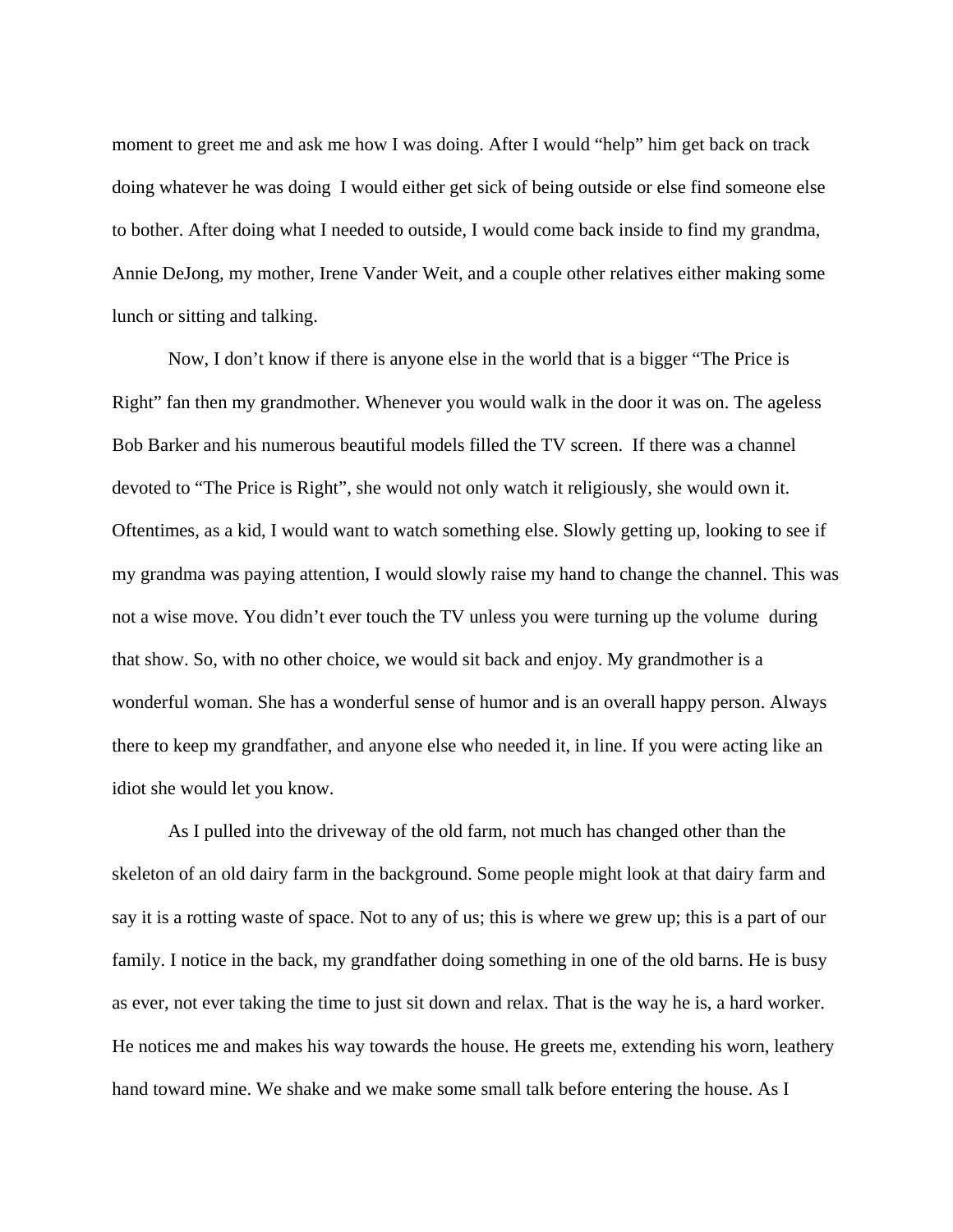moment to greet me and ask me how I was doing. After I would "help" him get back on track doing whatever he was doing I would either get sick of being outside or else find someone else to bother. After doing what I needed to outside, I would come back inside to find my grandma, Annie DeJong, my mother, Irene Vander Weit, and a couple other relatives either making some lunch or sitting and talking.

Now, I don't know if there is anyone else in the world that is a bigger "The Price is Right" fan then my grandmother. Whenever you would walk in the door it was on. The ageless Bob Barker and his numerous beautiful models filled the TV screen. If there was a channel devoted to "The Price is Right", she would not only watch it religiously, she would own it. Oftentimes, as a kid, I would want to watch something else. Slowly getting up, looking to see if my grandma was paying attention, I would slowly raise my hand to change the channel. This was not a wise move. You didn't ever touch the TV unless you were turning up the volume during that show. So, with no other choice, we would sit back and enjoy. My grandmother is a wonderful woman. She has a wonderful sense of humor and is an overall happy person. Always there to keep my grandfather, and anyone else who needed it, in line. If you were acting like an idiot she would let you know.

As I pulled into the driveway of the old farm, not much has changed other than the skeleton of an old dairy farm in the background. Some people might look at that dairy farm and say it is a rotting waste of space. Not to any of us; this is where we grew up; this is a part of our family. I notice in the back, my grandfather doing something in one of the old barns. He is busy as ever, not ever taking the time to just sit down and relax. That is the way he is, a hard worker. He notices me and makes his way towards the house. He greets me, extending his worn, leathery hand toward mine. We shake and we make some small talk before entering the house. As I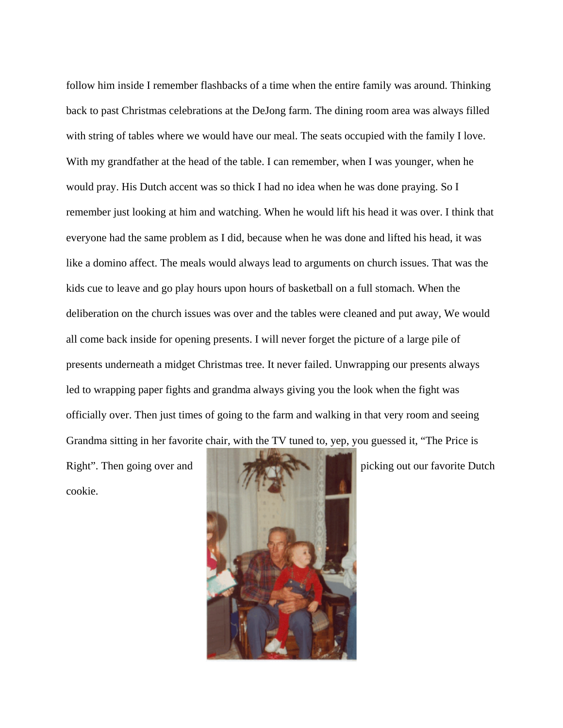follow him inside I remember flashbacks of a time when the entire family was around. Thinking back to past Christmas celebrations at the DeJong farm. The dining room area was always filled with string of tables where we would have our meal. The seats occupied with the family I love. With my grandfather at the head of the table. I can remember, when I was younger, when he would pray. His Dutch accent was so thick I had no idea when he was done praying. So I remember just looking at him and watching. When he would lift his head it was over. I think that everyone had the same problem as I did, because when he was done and lifted his head, it was like a domino affect. The meals would always lead to arguments on church issues. That was the kids cue to leave and go play hours upon hours of basketball on a full stomach. When the deliberation on the church issues was over and the tables were cleaned and put away, We would all come back inside for opening presents. I will never forget the picture of a large pile of presents underneath a midget Christmas tree. It never failed. Unwrapping our presents always led to wrapping paper fights and grandma always giving you the look when the fight was officially over. Then just times of going to the farm and walking in that very room and seeing Grandma sitting in her favorite chair, with the TV tuned to, yep, you guessed it, "The Price is Right". Then going over and picking out our favorite Dutch cookie.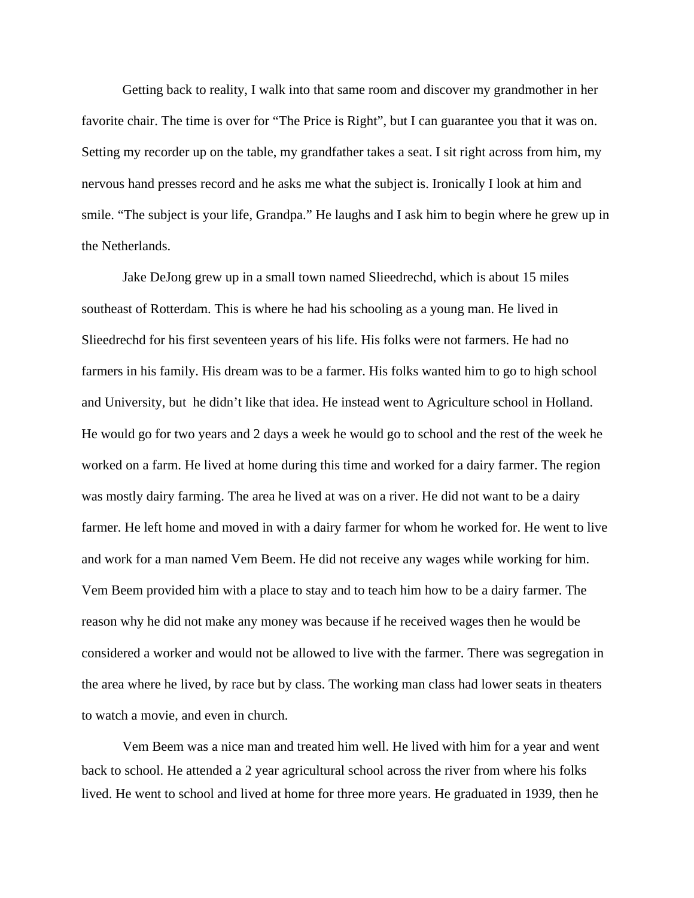Getting back to reality, I walk into that same room and discover my grandmother in her favorite chair. The time is over for “The Price is Right”, but I can guarantee you that it was on. Setting my recorder up on the table, my grandfather takes a seat. I sit right across from him, my nervous hand presses record and he asks me what the subject is. Ironically I look at him and smile. “The subject is your life, Grandpa.” He laughs and I ask him to begin where he grew up in the Netherlands.

Jake DeJong grew up in a small town named Slieedrechd, which is about 15 miles southeast of Rotterdam. This is where he had his schooling as a young man. He lived in Slieedrechd for his first seventeen years of his life. His folks were not farmers. He had no farmers in his family. His dream was to be a farmer. His folks wanted him to go to high school and University, but he didn’t like that idea. He instead went to Agriculture school in Holland. He would go for two years and 2 days a week he would go to school and the rest of the week he worked on a farm. He lived at home during this time and worked for a dairy farmer. The region was mostly dairy farming. The area he lived at was on a river. He did not want to be a dairy farmer. He left home and moved in with a dairy farmer for whom he worked for. He went to live and work for a man named Vem Beem. He did not receive any wages while working for him. Vem Beem provided him with a place to stay and to teach him how to be a dairy farmer. The reason why he did not make any money was because if he received wages then he would be considered a worker and would not be allowed to live with the farmer. There was segregation in the area where he lived, by race but by class. The working man class had lower seats in theaters to watch a movie, and even in church.

Vem Beem was a nice man and treated him well. He lived with him for a year and went back to school. He attended a 2 year agricultural school across the river from where his folks lived. He went to school and lived at home for three more years. He graduated in 1939, then he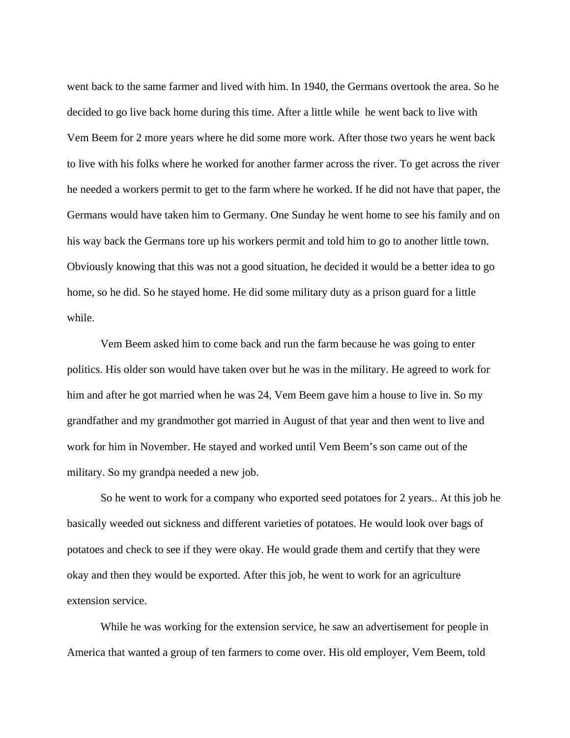went back to the same farmer and lived with him. In 1940, the Germans overtook the area. So he decided to go live back home during this time. After a little while  he went back to live with Vem Beem for 2 more years where he did some more work. After those two years he went back to live with his folks where he worked for another farmer across the river. To get across the river he needed a workers permit to get to the farm where he worked. If he did not have that paper, the Germans would have taken him to Germany. One Sunday he went home to see his family and on his way back the Germans tore up his workers permit and told him to go to another little town. Obviously knowing that this was not a good situation, he decided it would be a better idea to go home, so he did. So he stayed home. He did some military duty as a prison guard for a little while.

Vem Beem asked him to come back and run the farm because he was going to enter politics. His older son would have taken over but he was in the military. He agreed to work for him and after he got married when he was 24, Vem Beem gave him a house to live in. So my grandfather and my grandmother got married in August of that year and then went to live and work for him in November. He stayed and worked until Vem Beem's son came out of the military. So my grandpa needed a new job.

So he went to work for a company who exported seed potatoes for 2 years.. At this job he basically weeded out sickness and different varieties of potatoes. He would look over bags of potatoes and check to see if they were okay. He would grade them and certify that they were okay and then they would be exported. After this job, he went to work for an agriculture extension service.

While he was working for the extension service, he saw an advertisement for people in America that wanted a group of ten farmers to come over. His old employer, Vem Beem, told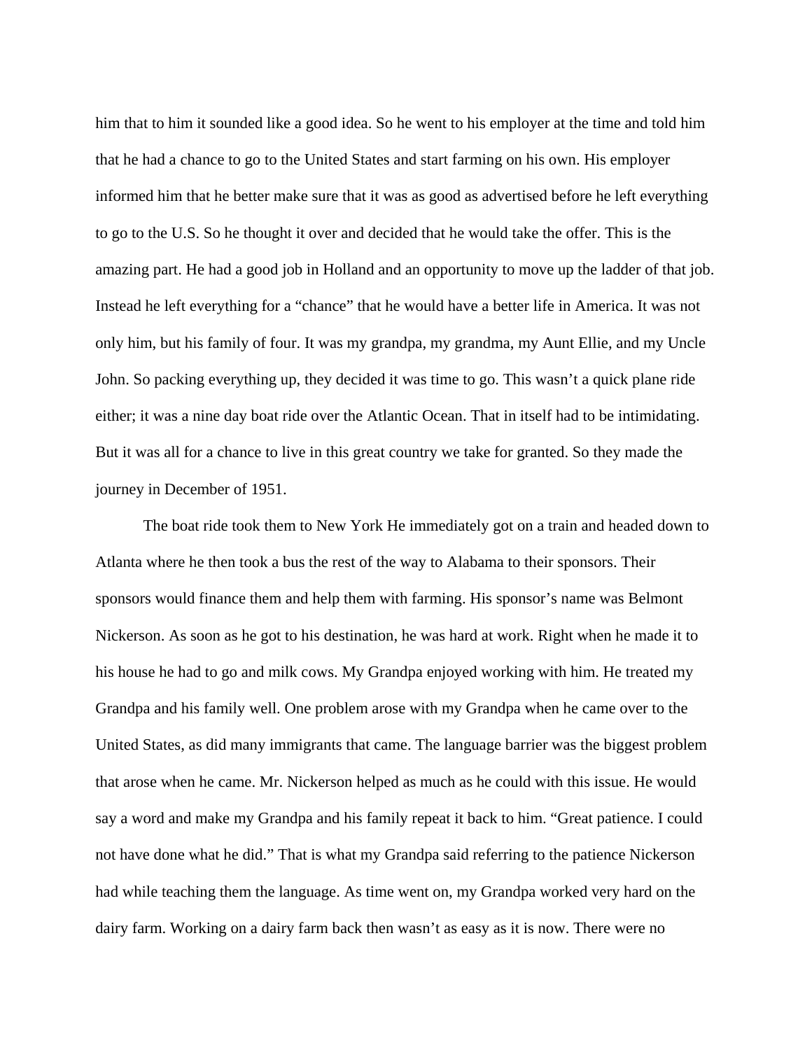him that to him it sounded like a good idea. So he went to his employer at the time and told him that he had a chance to go to the United States and start farming on his own. His employer informed him that he better make sure that it was as good as advertised before he left everything to go to the U.S. So he thought it over and decided that he would take the offer. This is the amazing part. He had a good job in Holland and an opportunity to move up the ladder of that job. Instead he left everything for a "chance" that he would have a better life in America. It was not only him, but his family of four. It was my grandpa, my grandma, my Aunt Ellie, and my Uncle John. So packing everything up, they decided it was time to go. This wasn't a quick plane ride either; it was a nine day boat ride over the Atlantic Ocean. That in itself had to be intimidating. But it was all for a chance to live in this great country we take for granted. So they made the journey in December of 1951.

The boat ride took them to New York He immediately got on a train and headed down to Atlanta where he then took a bus the rest of the way to Alabama to their sponsors. Their sponsors would finance them and help them with farming. His sponsor's name was Belmont Nickerson. As soon as he got to his destination, he was hard at work. Right when he made it to his house he had to go and milk cows. My Grandpa enjoyed working with him. He treated my Grandpa and his family well. One problem arose with my Grandpa when he came over to the United States, as did many immigrants that came. The language barrier was the biggest problem that arose when he came. Mr. Nickerson helped as much as he could with this issue. He would say a word and make my Grandpa and his family repeat it back to him. "Great patience. I could not have done what he did." That is what my Grandpa said referring to the patience Nickerson had while teaching them the language. As time went on, my Grandpa worked very hard on the dairy farm. Working on a dairy farm back then wasn't as easy as it is now. There were no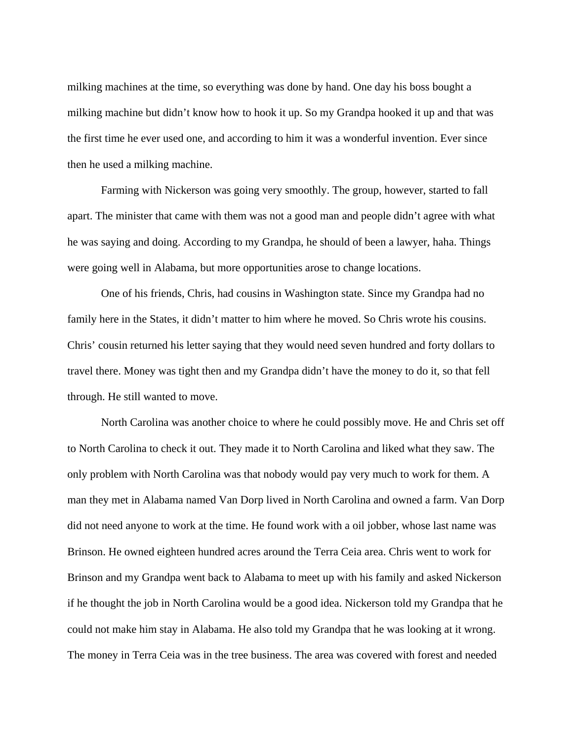milking machines at the time, so everything was done by hand. One day his boss bought a milking machine but didn't know how to hook it up. So my Grandpa hooked it up and that was the first time he ever used one, and according to him it was a wonderful invention. Ever since then he used a milking machine.

Farming with Nickerson was going very smoothly. The group, however, started to fall apart. The minister that came with them was not a good man and people didn't agree with what he was saying and doing. According to my Grandpa, he should of been a lawyer, haha. Things were going well in Alabama, but more opportunities arose to change locations.

One of his friends, Chris, had cousins in Washington state. Since my Grandpa had no family here in the States, it didn't matter to him where he moved. So Chris wrote his cousins. Chris' cousin returned his letter saying that they would need seven hundred and forty dollars to travel there. Money was tight then and my Grandpa didn't have the money to do it, so that fell through. He still wanted to move.

North Carolina was another choice to where he could possibly move. He and Chris set off to North Carolina to check it out. They made it to North Carolina and liked what they saw. The only problem with North Carolina was that nobody would pay very much to work for them. A man they met in Alabama named Van Dorp lived in North Carolina and owned a farm. Van Dorp did not need anyone to work at the time. He found work with a oil jobber, whose last name was Brinson. He owned eighteen hundred acres around the Terra Ceia area. Chris went to work for Brinson and my Grandpa went back to Alabama to meet up with his family and asked Nickerson if he thought the job in North Carolina would be a good idea. Nickerson told my Grandpa that he could not make him stay in Alabama. He also told my Grandpa that he was looking at it wrong. The money in Terra Ceia was in the tree business. The area was covered with forest and needed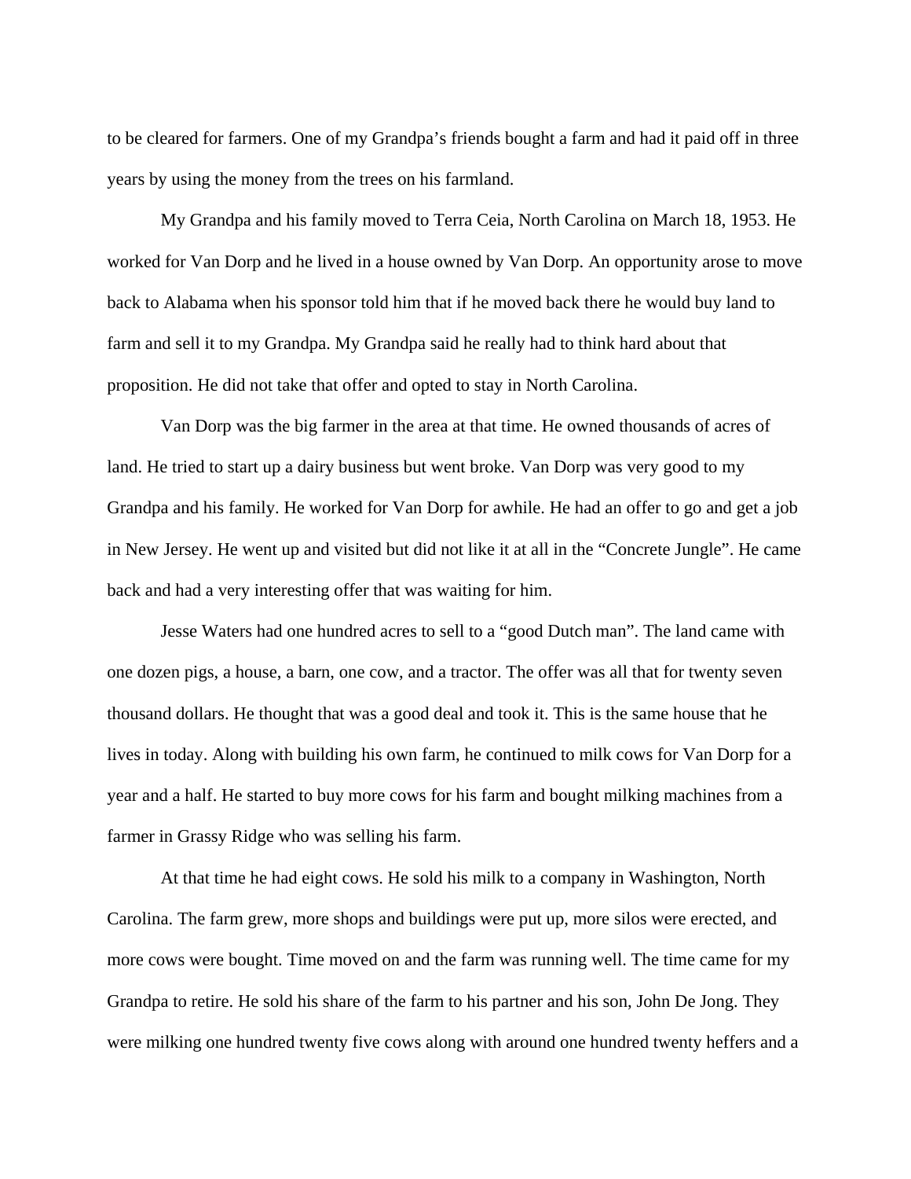to be cleared for farmers. One of my Grandpa's friends bought a farm and had it paid off in three years by using the money from the trees on his farmland.

My Grandpa and his family moved to Terra Ceia, North Carolina on March 18, 1953. He worked for Van Dorp and he lived in a house owned by Van Dorp. An opportunity arose to move back to Alabama when his sponsor told him that if he moved back there he would buy land to farm and sell it to my Grandpa. My Grandpa said he really had to think hard about that proposition. He did not take that offer and opted to stay in North Carolina.

Van Dorp was the big farmer in the area at that time. He owned thousands of acres of land. He tried to start up a dairy business but went broke. Van Dorp was very good to my Grandpa and his family. He worked for Van Dorp for awhile. He had an offer to go and get a job in New Jersey. He went up and visited but did not like it at all in the "Concrete Jungle". He came back and had a very interesting offer that was waiting for him.

Jesse Waters had one hundred acres to sell to a "good Dutch man". The land came with one dozen pigs, a house, a barn, one cow, and a tractor. The offer was all that for twenty seven thousand dollars. He thought that was a good deal and took it. This is the same house that he lives in today. Along with building his own farm, he continued to milk cows for Van Dorp for a year and a half. He started to buy more cows for his farm and bought milking machines from a farmer in Grassy Ridge who was selling his farm.

At that time he had eight cows. He sold his milk to a company in Washington, North Carolina. The farm grew, more shops and buildings were put up, more silos were erected, and more cows were bought. Time moved on and the farm was running well. The time came for my Grandpa to retire. He sold his share of the farm to his partner and his son, John De Jong. They were milking one hundred twenty five cows along with around one hundred twenty heffers and a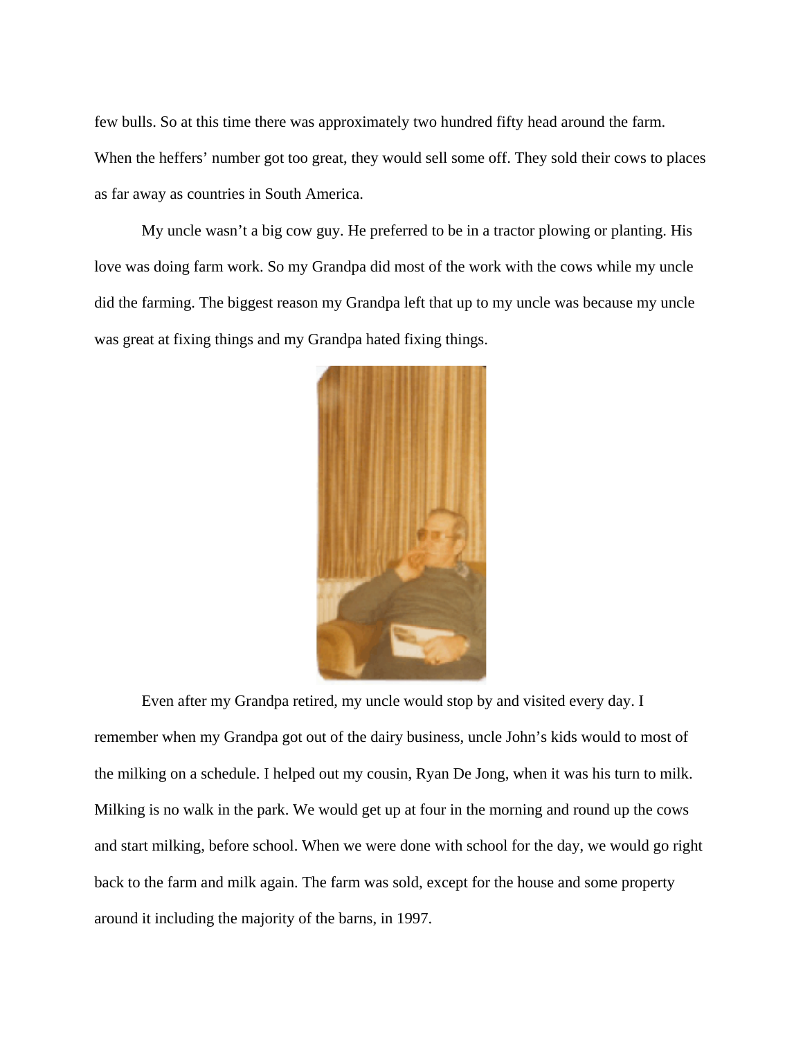few bulls. So at this time there was approximately two hundred fifty head around the farm. When the heffers' number got too great, they would sell some off. They sold their cows to places as far away as countries in South America.

My uncle wasn't a big cow guy. He preferred to be in a tractor plowing or planting. His love was doing farm work. So my Grandpa did most of the work with the cows while my uncle did the farming. The biggest reason my Grandpa left that up to my uncle was because my uncle was great at fixing things and my Grandpa hated fixing things.

Even after my Grandpa retired, my uncle would stop by and visited every day. I remember when my Grandpa got out of the dairy business, uncle John's kids would to most of the milking on a schedule. I helped out my cousin, Ryan De Jong, when it was his turn to milk. Milking is no walk in the park. We would get up at four in the morning and round up the cows and start milking, before school. When we were done with school for the day, we would go right back to the farm and milk again. The farm was sold, except for the house and some property around it including the majority of the barns, in 1997.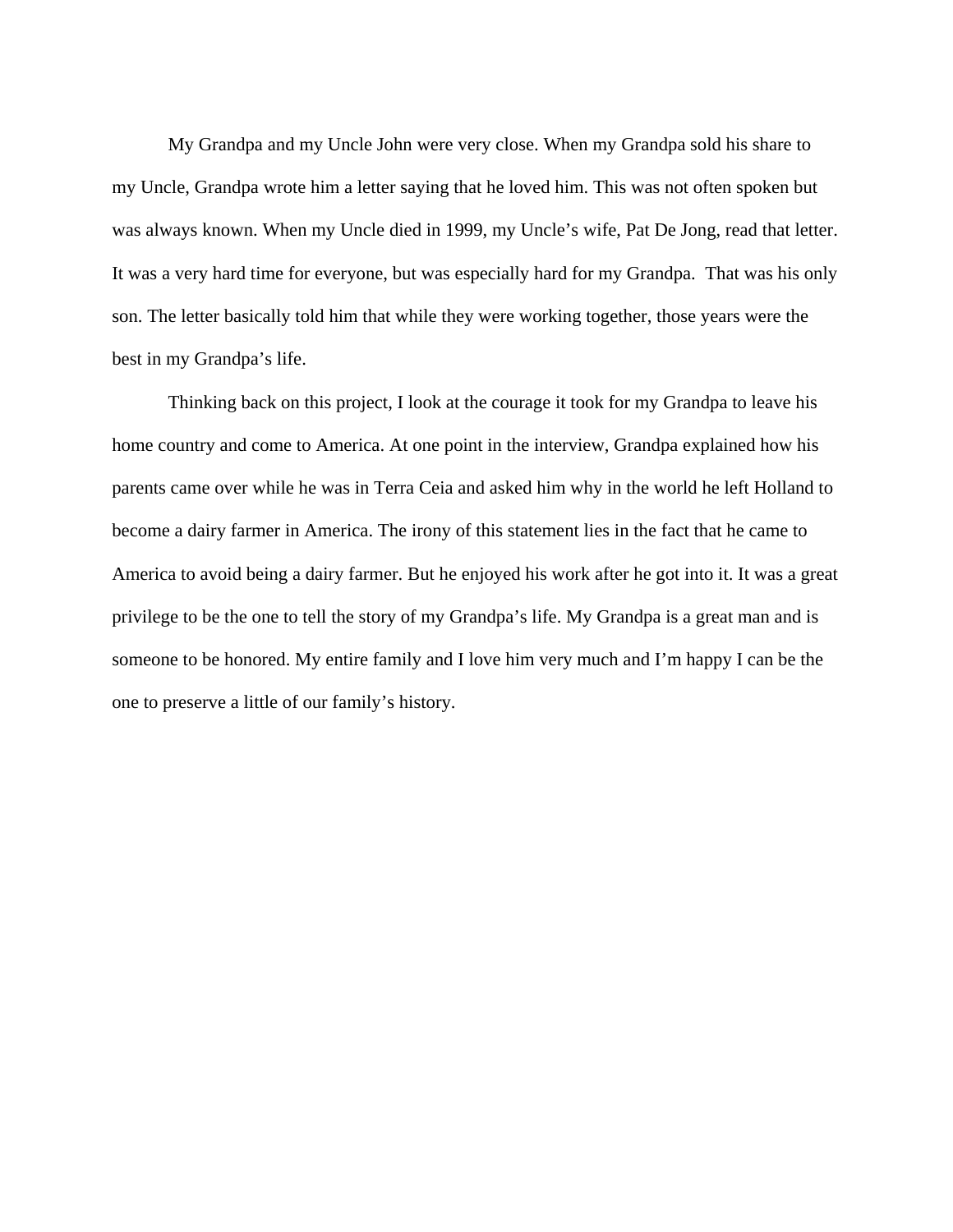My Grandpa and my Uncle John were very close. When my Grandpa sold his share to my Uncle, Grandpa wrote him a letter saying that he loved him. This was not often spoken but was always known. When my Uncle died in 1999, my Uncle's wife, Pat De Jong, read that letter. It was a very hard time for everyone, but was especially hard for my Grandpa. That was his only son. The letter basically told him that while they were working together, those years were the best in my Grandpa's life.

Thinking back on this project, I look at the courage it took for my Grandpa to leave his home country and come to America. At one point in the interview, Grandpa explained how his parents came over while he was in Terra Ceia and asked him why in the world he left Holland to become a dairy farmer in America. The irony of this statement lies in the fact that he came to America to avoid being a dairy farmer. But he enjoyed his work after he got into it. It was a great privilege to be the one to tell the story of my Grandpa's life. My Grandpa is a great man and is someone to be honored. My entire family and I love him very much and I'm happy I can be the one to preserve a little of our family's history.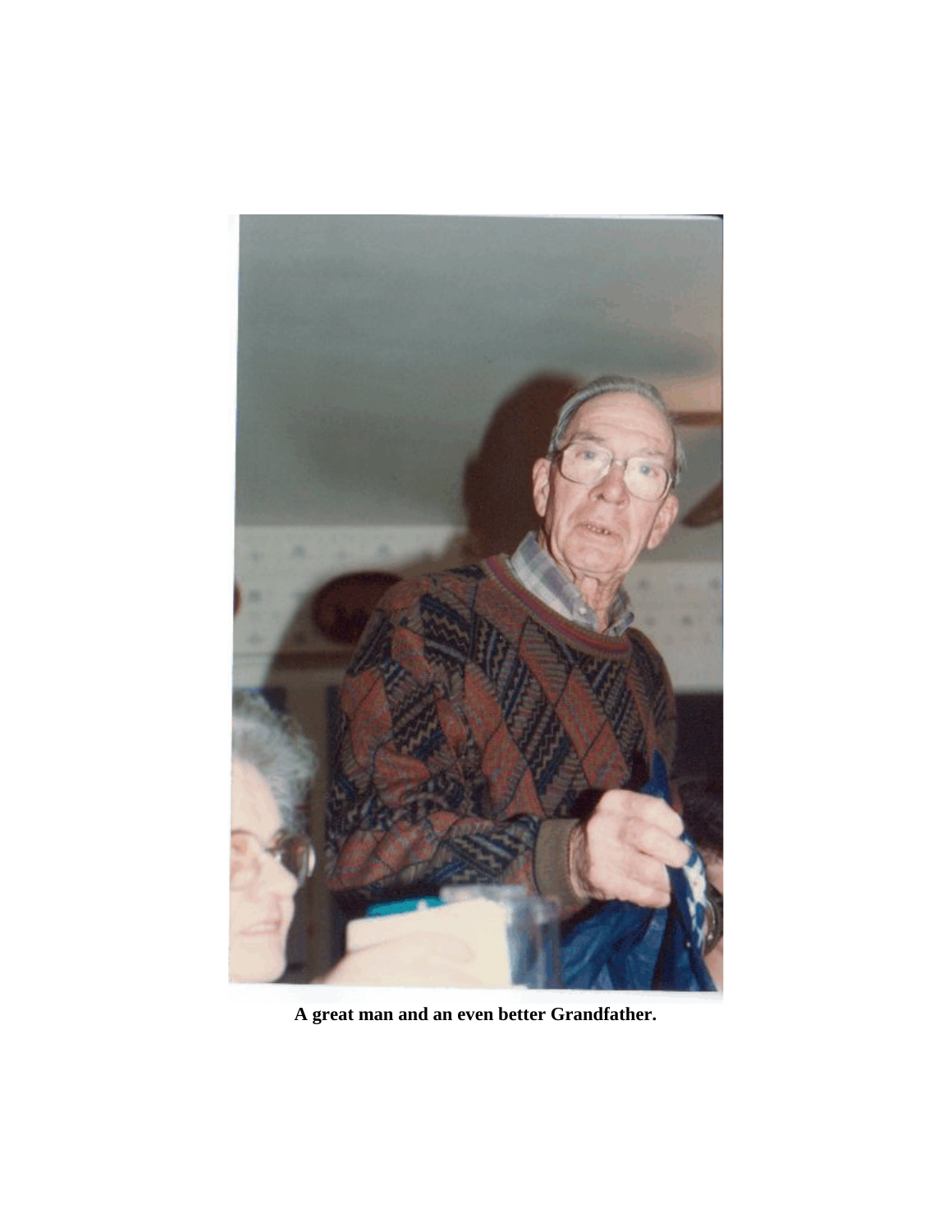**A great man and an even better Grandfather.**